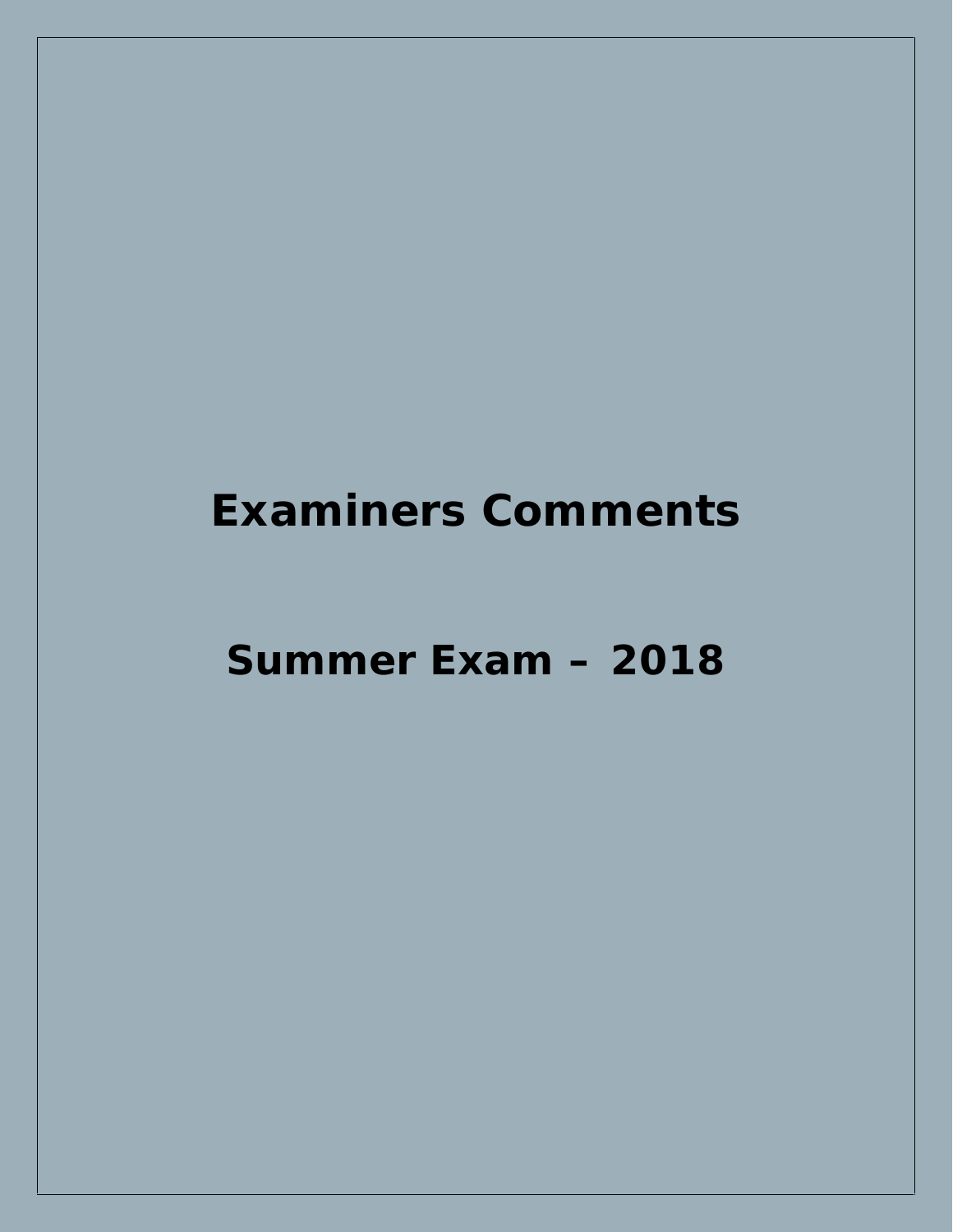# Examiners Comments

## Summer Exam – 2018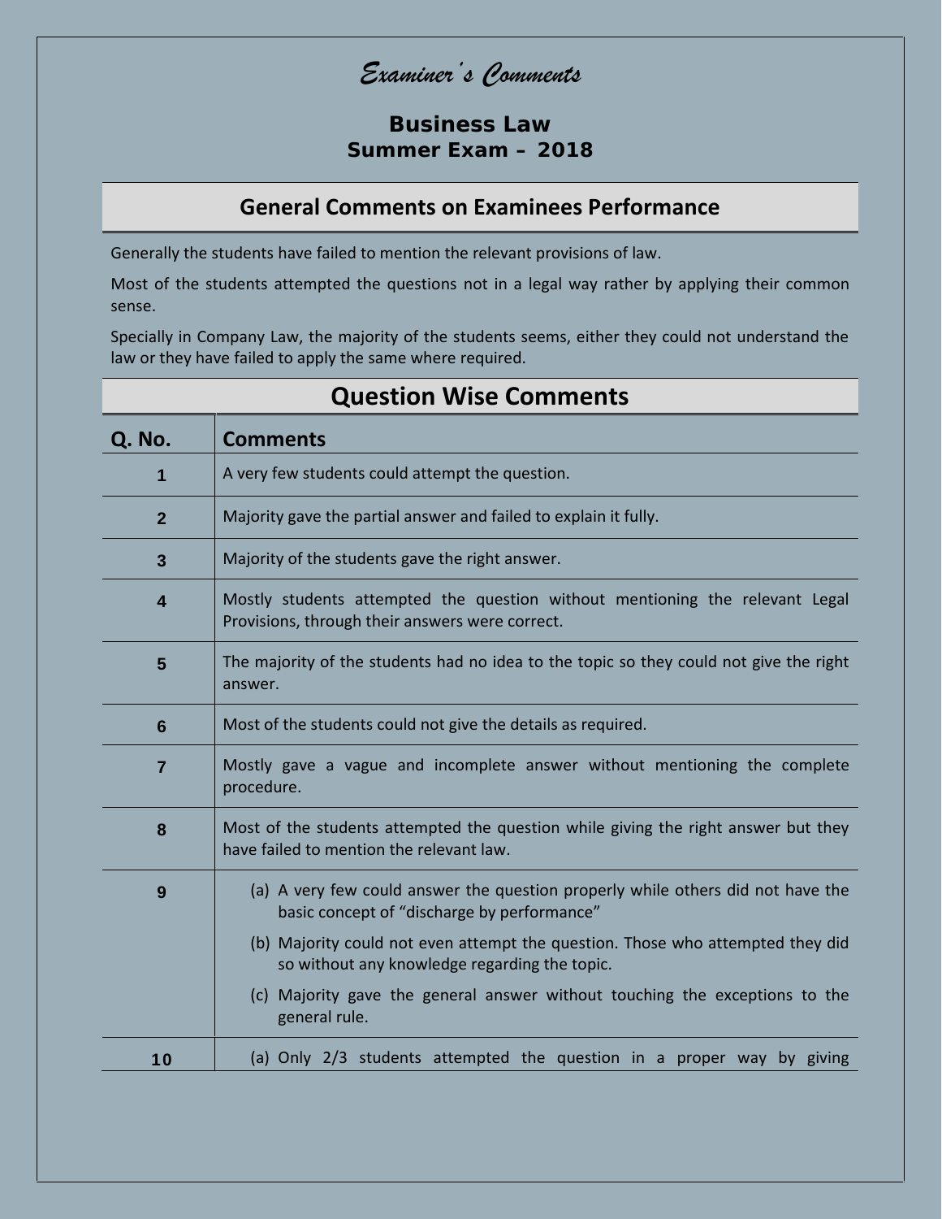# *Examiner's Comments*

## Business Law
## Summer Exam – 2018

## General Comments on Examinees Performance

Generally the students have failed to mention the relevant provisions of law.

Most of the students attempted the questions not in a legal way rather by applying their common sense.

Specially in Company Law, the majority of the students seems, either they could not understand the law or they have failed to apply the same where required.

## Question Wise Comments

| Q. No. | Comments |
|---|---|
| 1 | A very few students could attempt the question. |
| 2 | Majority gave the partial answer and failed to explain it fully. |
| 3 | Majority of the students gave the right answer. |
| 4 | Mostly students attempted the question without mentioning the relevant Legal Provisions, through their answers were correct. |
| 5 | The majority of the students had no idea to the topic so they could not give the right answer. |
| 6 | Most of the students could not give the details as required. |
| 7 | Mostly gave a vague and incomplete answer without mentioning the complete procedure. |
| 8 | Most of the students attempted the question while giving the right answer but they have failed to mention the relevant law. |
| 9 | (a) A very few could answer the question properly while others did not have the basic concept of "discharge by performance"<br>(b) Majority could not even attempt the question. Those who attempted they did so without any knowledge regarding the topic.<br>(c) Majority gave the general answer without touching the exceptions to the general rule. |
| 10 | (a) Only 2/3 students attempted the question in a proper way by giving |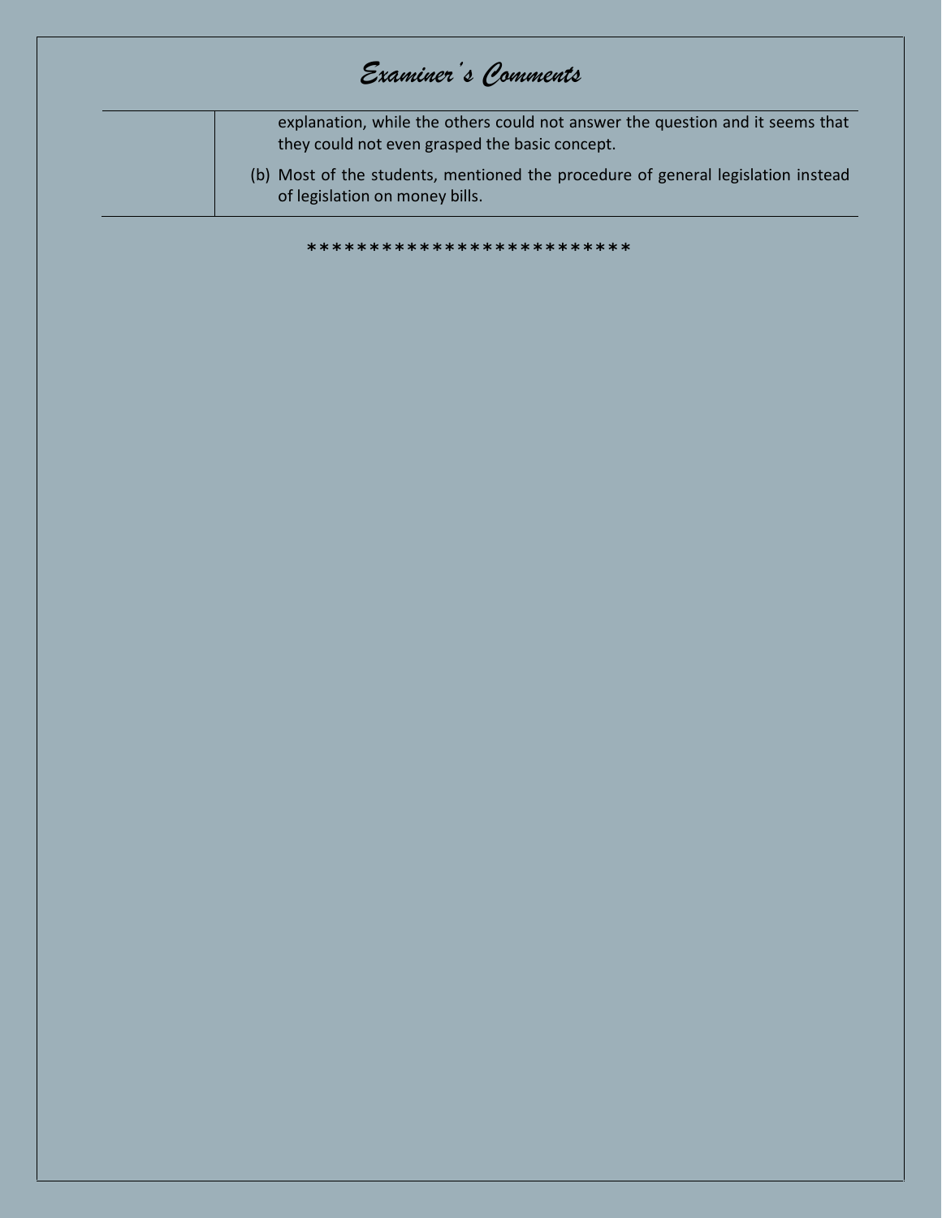# Examiner's Comments

| | |
|---|---|
| | explanation, while the others could not answer the question and it seems that they could not even grasped the basic concept.<br><br>(b) Most of the students, mentioned the procedure of general legislation instead of legislation on money bills. |

**************************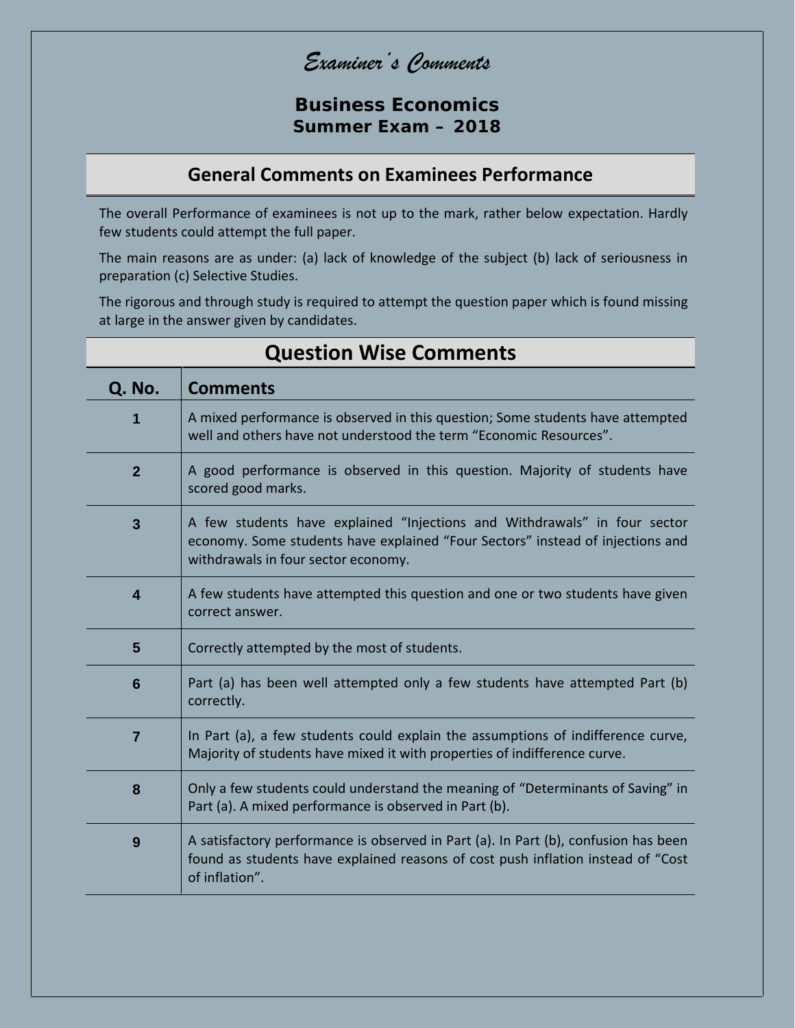# *Examiner's Comments*

## Business Economics
## Summer Exam – 2018

## General Comments on Examinees Performance

The overall Performance of examinees is not up to the mark, rather below expectation. Hardly few students could attempt the full paper.

The main reasons are as under: (a) lack of knowledge of the subject (b) lack of seriousness in preparation (c) Selective Studies.

The rigorous and through study is required to attempt the question paper which is found missing at large in the answer given by candidates.

## Question Wise Comments

| Q. No. | Comments |
|---|---|
| 1 | A mixed performance is observed in this question; Some students have attempted well and others have not understood the term "Economic Resources". |
| 2 | A good performance is observed in this question. Majority of students have scored good marks. |
| 3 | A few students have explained "Injections and Withdrawals" in four sector economy. Some students have explained "Four Sectors" instead of injections and withdrawals in four sector economy. |
| 4 | A few students have attempted this question and one or two students have given correct answer. |
| 5 | Correctly attempted by the most of students. |
| 6 | Part (a) has been well attempted only a few students have attempted Part (b) correctly. |
| 7 | In Part (a), a few students could explain the assumptions of indifference curve, Majority of students have mixed it with properties of indifference curve. |
| 8 | Only a few students could understand the meaning of "Determinants of Saving" in Part (a). A mixed performance is observed in Part (b). |
| 9 | A satisfactory performance is observed in Part (a). In Part (b), confusion has been found as students have explained reasons of cost push inflation instead of "Cost of inflation". |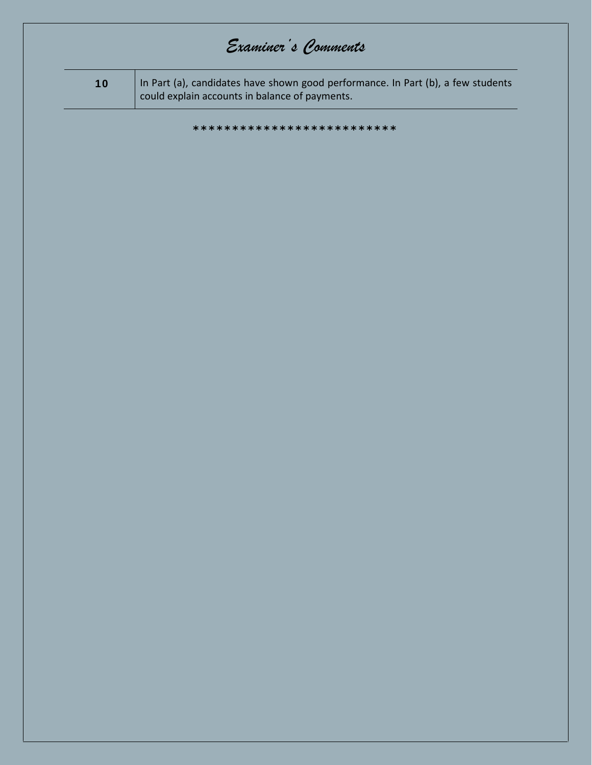# *Examiner's Comments*

| | |
|---|---|
| **10** | In Part (a), candidates have shown good performance. In Part (b), a few students could explain accounts in balance of payments. |

*************************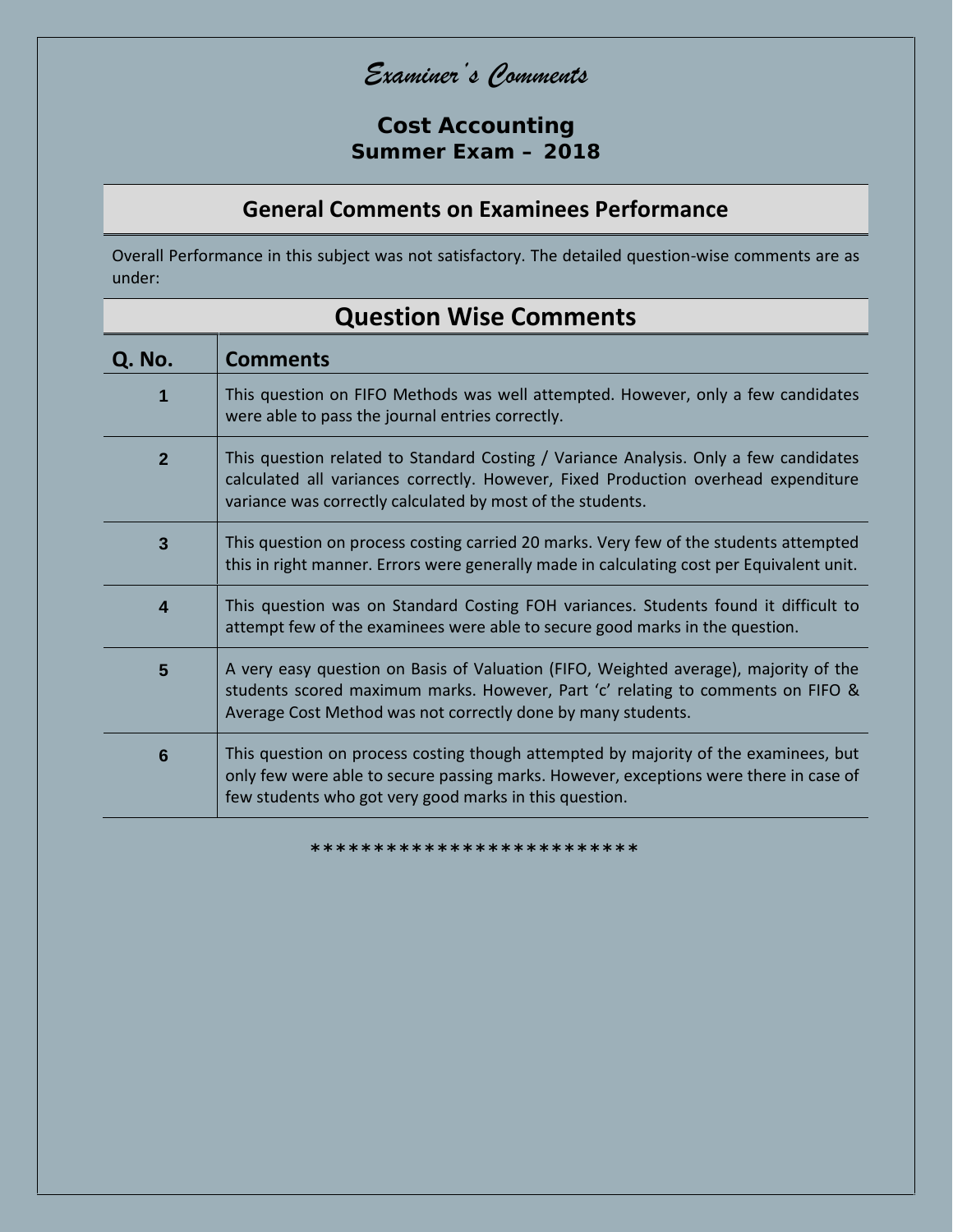# *Examiner's Comments*

## Cost Accounting
## Summer Exam – 2018

### General Comments on Examinees Performance

Overall Performance in this subject was not satisfactory. The detailed question-wise comments are as under:

### Question Wise Comments

| Q. No. | Comments |
|---|---|
| 1 | This question on FIFO Methods was well attempted. However, only a few candidates were able to pass the journal entries correctly. |
| 2 | This question related to Standard Costing / Variance Analysis. Only a few candidates calculated all variances correctly. However, Fixed Production overhead expenditure variance was correctly calculated by most of the students. |
| 3 | This question on process costing carried 20 marks. Very few of the students attempted this in right manner. Errors were generally made in calculating cost per Equivalent unit. |
| 4 | This question was on Standard Costing FOH variances. Students found it difficult to attempt few of the examinees were able to secure good marks in the question. |
| 5 | A very easy question on Basis of Valuation (FIFO, Weighted average), majority of the students scored maximum marks. However, Part 'c' relating to comments on FIFO & Average Cost Method was not correctly done by many students. |
| 6 | This question on process costing though attempted by majority of the examinees, but only few were able to secure passing marks. However, exceptions were there in case of few students who got very good marks in this question. |

**************************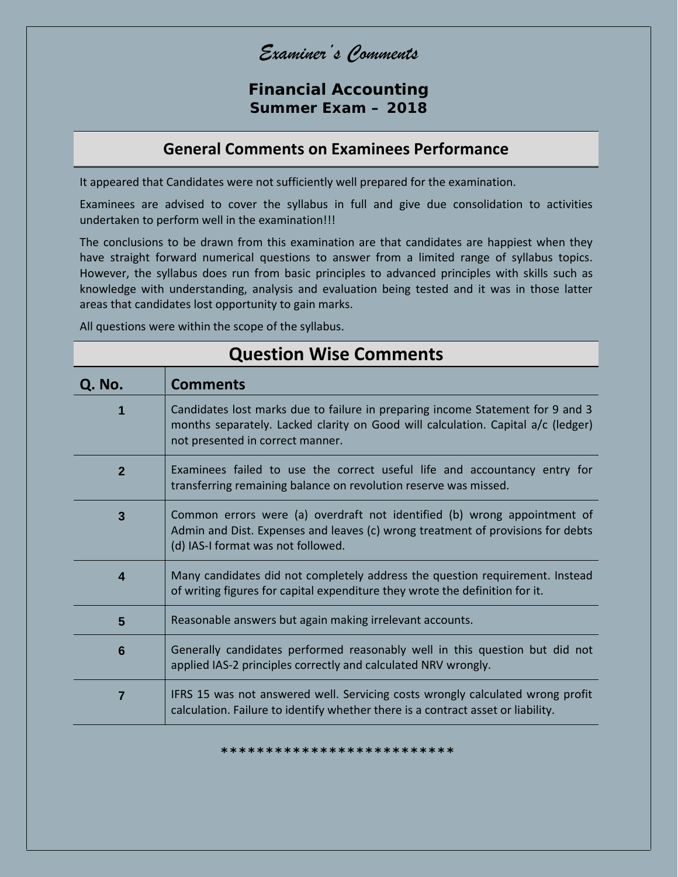# *Examiner's Comments*

## Financial Accounting
### Summer Exam – 2018

## General Comments on Examinees Performance

It appeared that Candidates were not sufficiently well prepared for the examination.

Examinees are advised to cover the syllabus in full and give due consolidation to activities undertaken to perform well in the examination!!!

The conclusions to be drawn from this examination are that candidates are happiest when they have straight forward numerical questions to answer from a limited range of syllabus topics. However, the syllabus does run from basic principles to advanced principles with skills such as knowledge with understanding, analysis and evaluation being tested and it was in those latter areas that candidates lost opportunity to gain marks.

All questions were within the scope of the syllabus.

## Question Wise Comments

| Q. No. | Comments |
|---|---|
| 1 | Candidates lost marks due to failure in preparing income Statement for 9 and 3 months separately. Lacked clarity on Good will calculation. Capital a/c (ledger) not presented in correct manner. |
| 2 | Examinees failed to use the correct useful life and accountancy entry for transferring remaining balance on revolution reserve was missed. |
| 3 | Common errors were (a) overdraft not identified (b) wrong appointment of Admin and Dist. Expenses and leaves (c) wrong treatment of provisions for debts (d) IAS-I format was not followed. |
| 4 | Many candidates did not completely address the question requirement. Instead of writing figures for capital expenditure they wrote the definition for it. |
| 5 | Reasonable answers but again making irrelevant accounts. |
| 6 | Generally candidates performed reasonably well in this question but did not applied IAS-2 principles correctly and calculated NRV wrongly. |
| 7 | IFRS 15 was not answered well. Servicing costs wrongly calculated wrong profit calculation. Failure to identify whether there is a contract asset or liability. |

**************************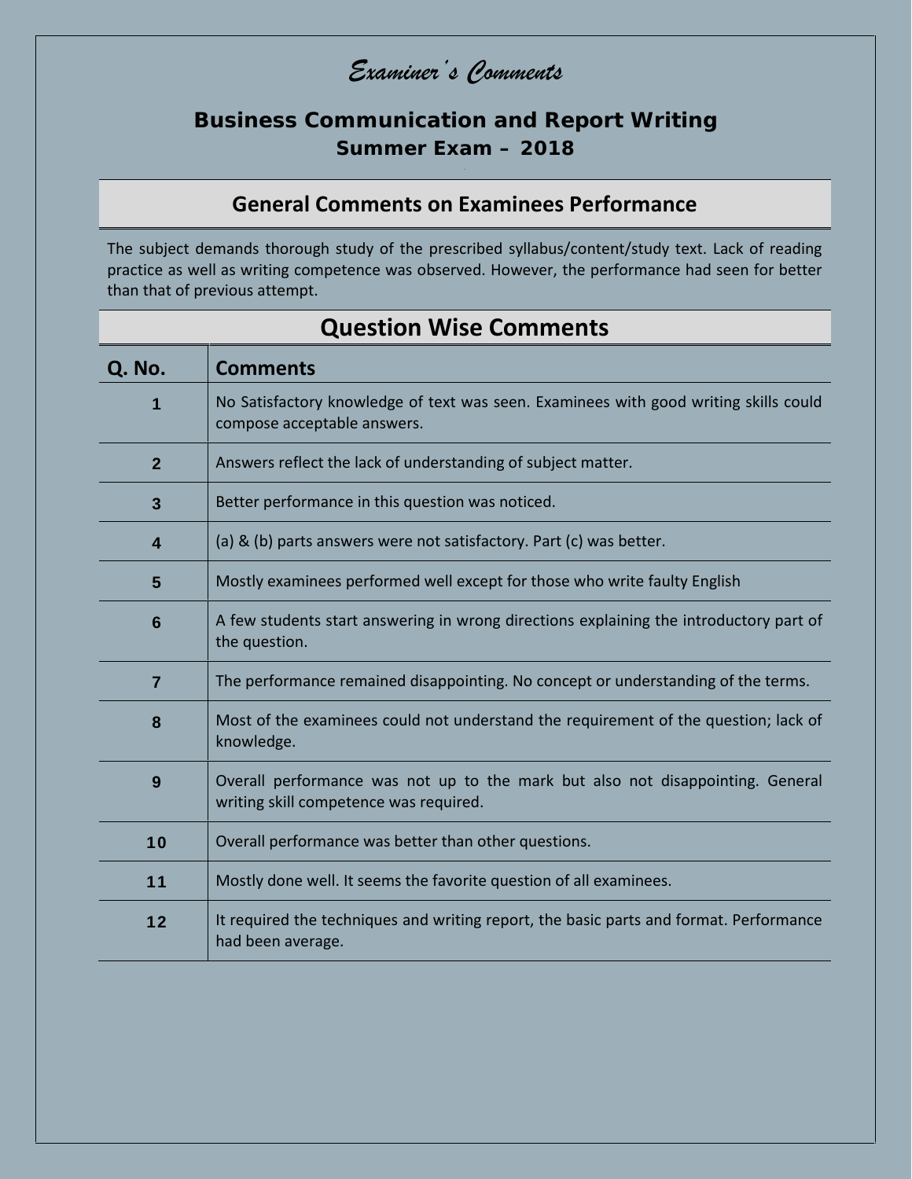# *Examiner's Comments*

## Business Communication and Report Writing
### Summer Exam – 2018

## General Comments on Examinees Performance

The subject demands thorough study of the prescribed syllabus/content/study text. Lack of reading practice as well as writing competence was observed. However, the performance had seen for better than that of previous attempt.

## Question Wise Comments

| Q. No. | Comments |
|---|---|
| 1 | No Satisfactory knowledge of text was seen. Examinees with good writing skills could compose acceptable answers. |
| 2 | Answers reflect the lack of understanding of subject matter. |
| 3 | Better performance in this question was noticed. |
| 4 | (a) & (b) parts answers were not satisfactory. Part (c) was better. |
| 5 | Mostly examinees performed well except for those who write faulty English |
| 6 | A few students start answering in wrong directions explaining the introductory part of the question. |
| 7 | The performance remained disappointing. No concept or understanding of the terms. |
| 8 | Most of the examinees could not understand the requirement of the question; lack of knowledge. |
| 9 | Overall performance was not up to the mark but also not disappointing. General writing skill competence was required. |
| 10 | Overall performance was better than other questions. |
| 11 | Mostly done well. It seems the favorite question of all examinees. |
| 12 | It required the techniques and writing report, the basic parts and format. Performance had been average. |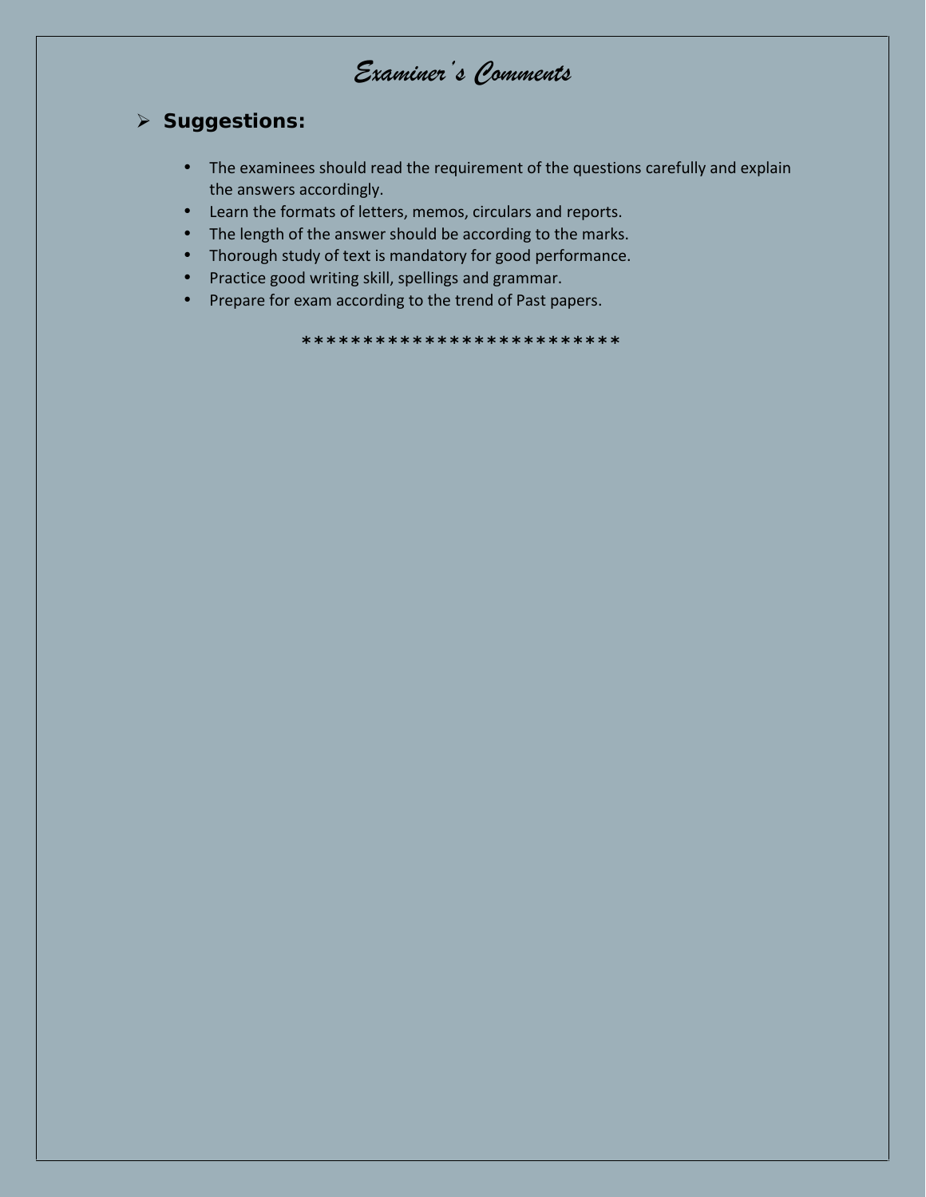# *Examiner's Comments*

- **Suggestions:**

  - The examinees should read the requirement of the questions carefully and explain the answers accordingly.
  - Learn the formats of letters, memos, circulars and reports.
  - The length of the answer should be according to the marks.
  - Thorough study of text is mandatory for good performance.
  - Practice good writing skill, spellings and grammar.
  - Prepare for exam according to the trend of Past papers.

**************************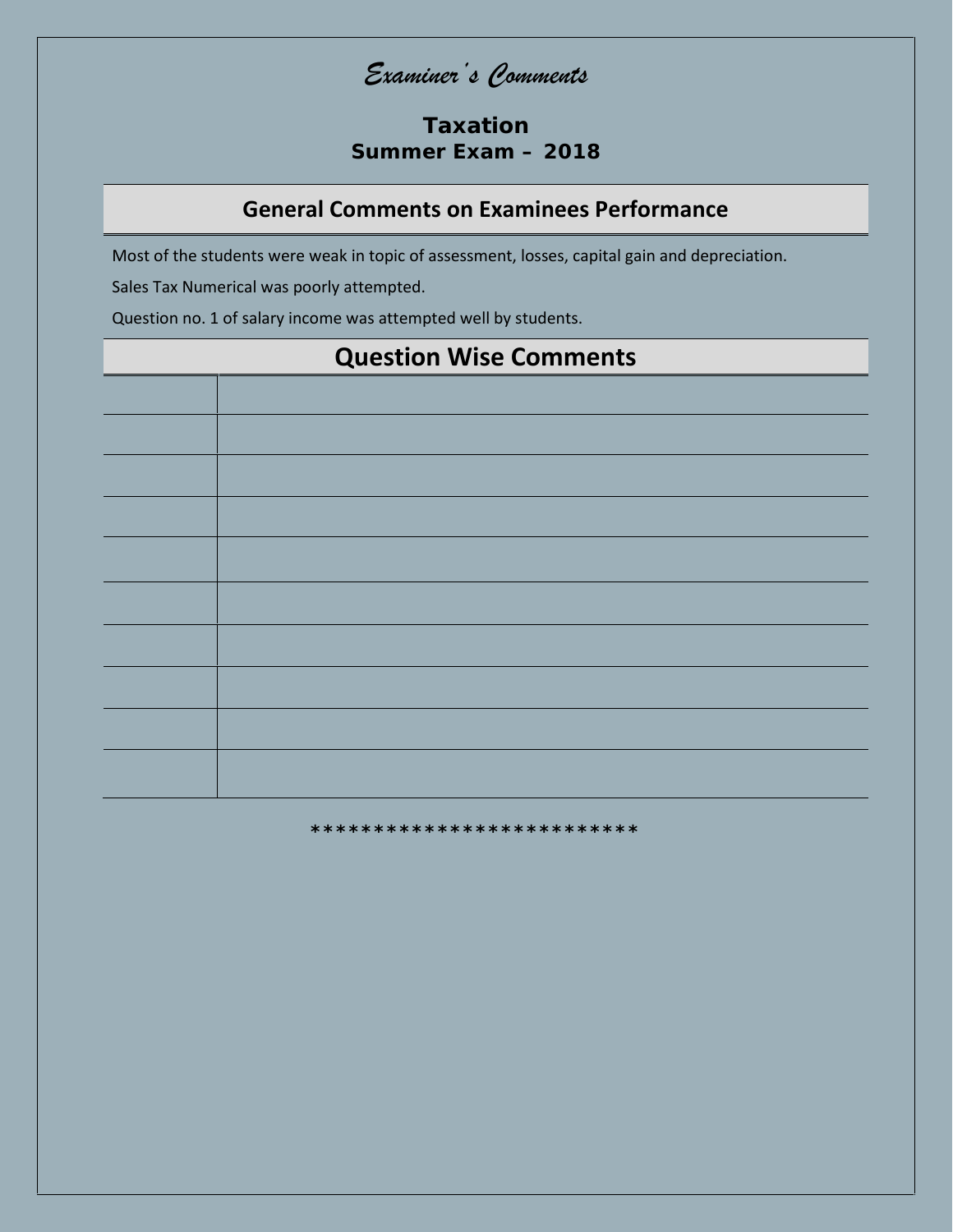# *Examiner's Comments*

## Taxation
### Summer Exam – 2018

## General Comments on Examinees Performance

Most of the students were weak in topic of assessment, losses, capital gain and depreciation.

Sales Tax Numerical was poorly attempted.

Question no. 1 of salary income was attempted well by students.

## Question Wise Comments

| | |
|---|---|
| | |
| | |
| | |
| | |
| | |
| | |
| | |
| | |
| | |
| | |

**************************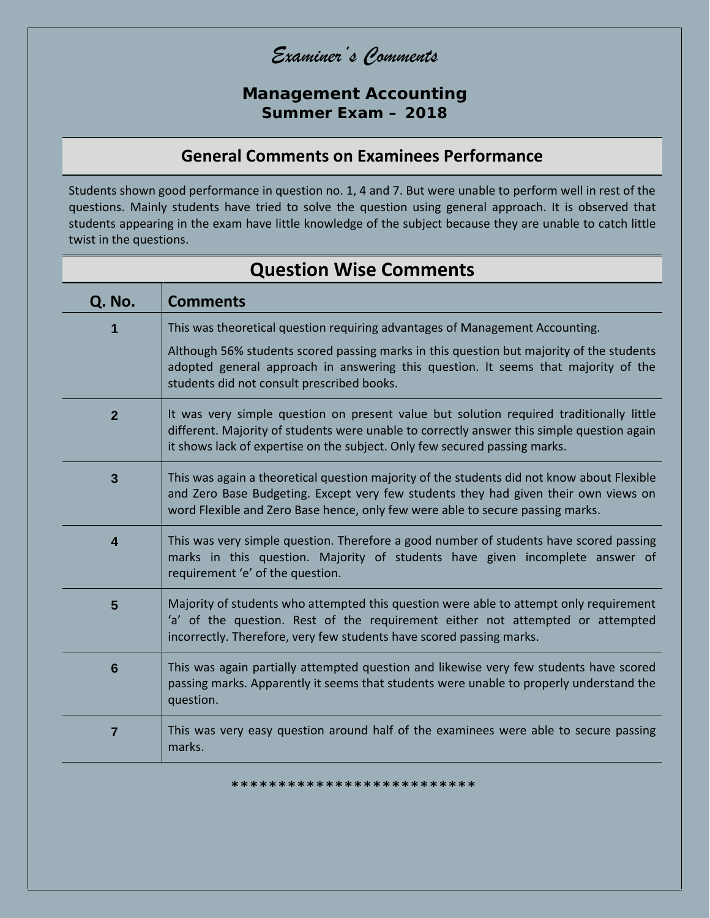# *Examiner's Comments*

## Management Accounting
### Summer Exam – 2018

## General Comments on Examinees Performance

Students shown good performance in question no. 1, 4 and 7. But were unable to perform well in rest of the questions. Mainly students have tried to solve the question using general approach. It is observed that students appearing in the exam have little knowledge of the subject because they are unable to catch little twist in the questions.

## Question Wise Comments

| Q. No. | Comments |
|---|---|
| 1 | This was theoretical question requiring advantages of Management Accounting.<br><br>Although 56% students scored passing marks in this question but majority of the students adopted general approach in answering this question. It seems that majority of the students did not consult prescribed books. |
| 2 | It was very simple question on present value but solution required traditionally little different. Majority of students were unable to correctly answer this simple question again it shows lack of expertise on the subject. Only few secured passing marks. |
| 3 | This was again a theoretical question majority of the students did not know about Flexible and Zero Base Budgeting. Except very few students they had given their own views on word Flexible and Zero Base hence, only few were able to secure passing marks. |
| 4 | This was very simple question. Therefore a good number of students have scored passing marks in this question. Majority of students have given incomplete answer of requirement 'e' of the question. |
| 5 | Majority of students who attempted this question were able to attempt only requirement 'a' of the question. Rest of the requirement either not attempted or attempted incorrectly. Therefore, very few students have scored passing marks. |
| 6 | This was again partially attempted question and likewise very few students have scored passing marks. Apparently it seems that students were unable to properly understand the question. |
| 7 | This was very easy question around half of the examinees were able to secure passing marks. |

**************************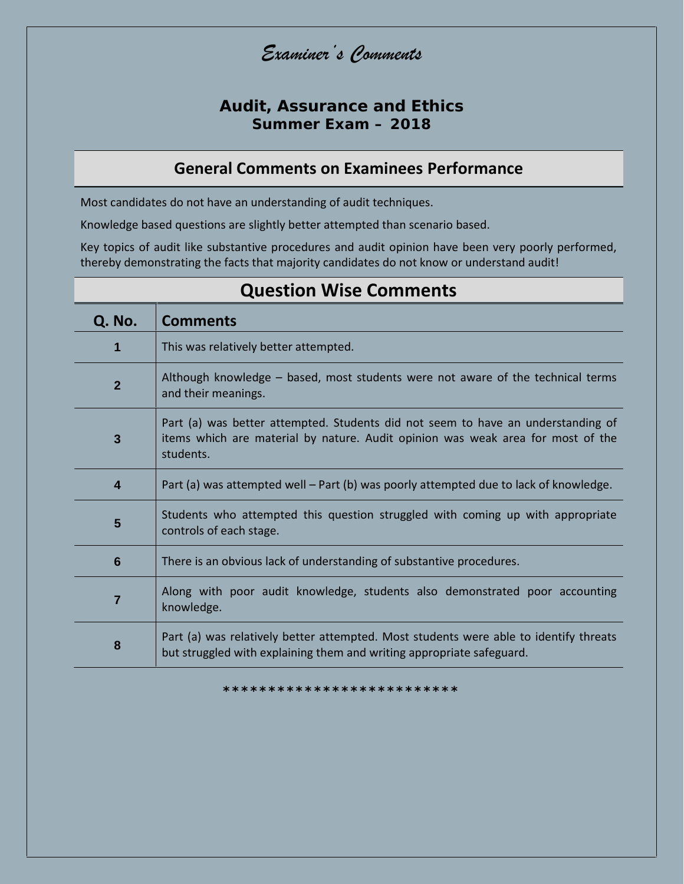# *Examiner's Comments*

## Audit, Assurance and Ethics
### Summer Exam – 2018

## General Comments on Examinees Performance

Most candidates do not have an understanding of audit techniques.

Knowledge based questions are slightly better attempted than scenario based.

Key topics of audit like substantive procedures and audit opinion have been very poorly performed, thereby demonstrating the facts that majority candidates do not know or understand audit!

## Question Wise Comments

| Q. No. | Comments |
|---|---|
| 1 | This was relatively better attempted. |
| 2 | Although knowledge – based, most students were not aware of the technical terms and their meanings. |
| 3 | Part (a) was better attempted. Students did not seem to have an understanding of items which are material by nature. Audit opinion was weak area for most of the students. |
| 4 | Part (a) was attempted well – Part (b) was poorly attempted due to lack of knowledge. |
| 5 | Students who attempted this question struggled with coming up with appropriate controls of each stage. |
| 6 | There is an obvious lack of understanding of substantive procedures. |
| 7 | Along with poor audit knowledge, students also demonstrated poor accounting knowledge. |
| 8 | Part (a) was relatively better attempted. Most students were able to identify threats but struggled with explaining them and writing appropriate safeguard. |

**************************